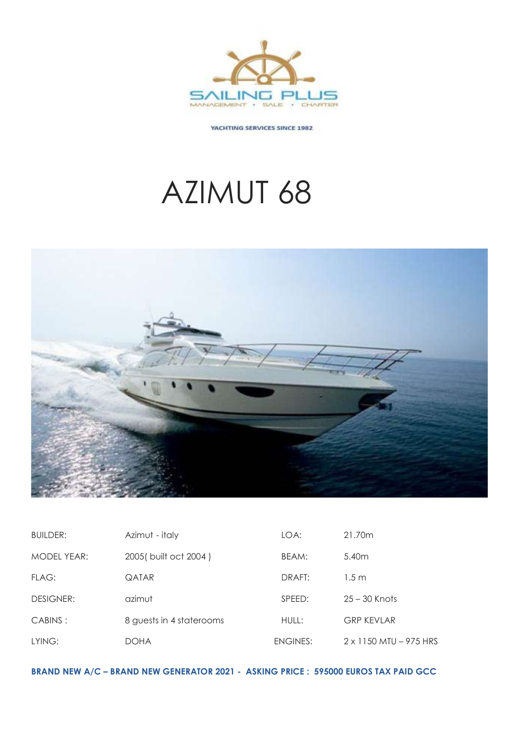SAILING PLUS

MANAGEMENT • SALE • CHARTER

YACHTING SERVICES SINCE 1982

# AZIMUT 68

| | | | |
|---|---|---|---|
| BUILDER: | Azimut - italy | LOA: | 21.70m |
| MODEL YEAR: | 2005( built oct 2004 ) | BEAM: | 5.40m |
| FLAG: | QATAR | DRAFT: | 1.5 m |
| DESIGNER: | azimut | SPEED: | 25 – 30 Knots |
| CABINS : | 8 guests in 4 staterooms | HULL: | GRP KEVLAR |
| LYING: | DOHA | ENGINES: | 2 x 1150 MTU – 975 HRS |

**BRAND NEW A/C – BRAND NEW GENERATOR 2021 - ASKING PRICE : 595000 EUROS TAX PAID GCC**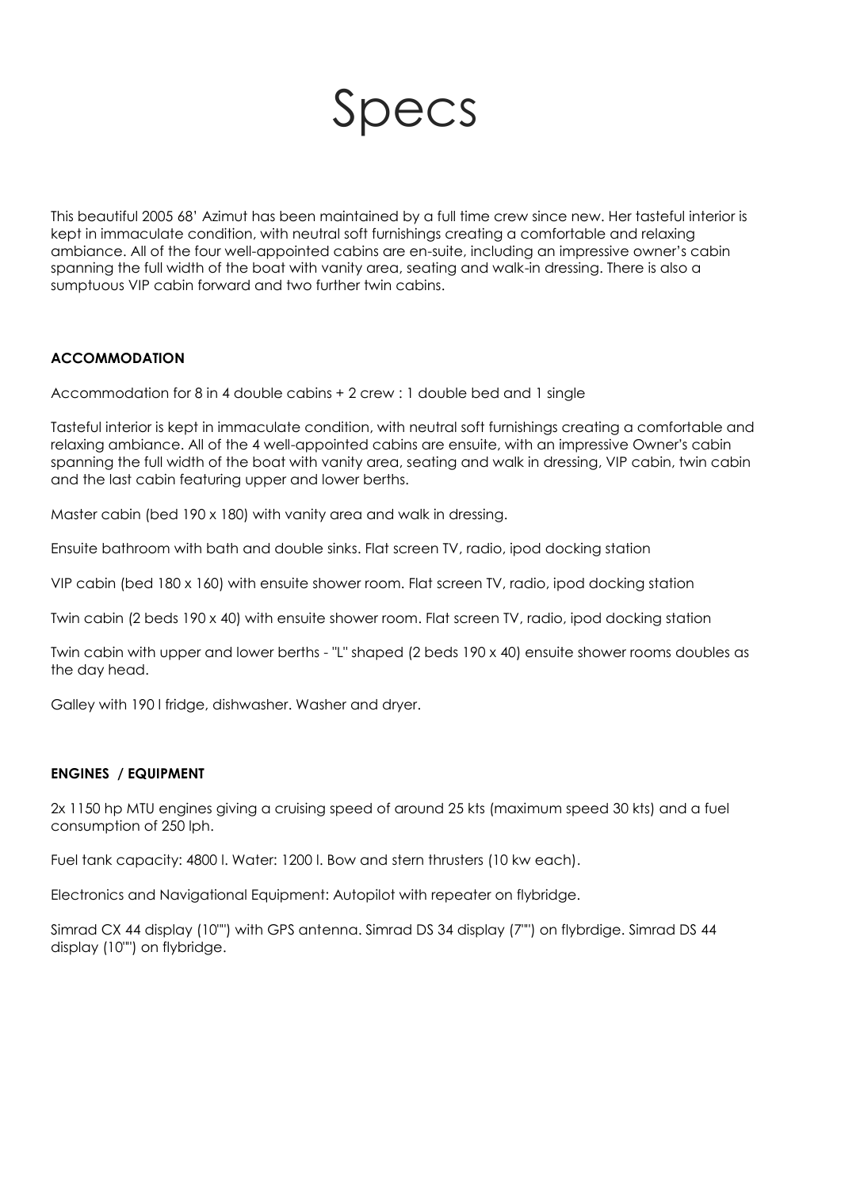# Specs

This beautiful 2005 68' Azimut has been maintained by a full time crew since new. Her tasteful interior is kept in immaculate condition, with neutral soft furnishings creating a comfortable and relaxing ambiance. All of the four well-appointed cabins are en-suite, including an impressive owner's cabin spanning the full width of the boat with vanity area, seating and walk-in dressing. There is also a sumptuous VIP cabin forward and two further twin cabins.

**ACCOMMODATION**

Accommodation for 8 in 4 double cabins + 2 crew : 1 double bed and 1 single

Tasteful interior is kept in immaculate condition, with neutral soft furnishings creating a comfortable and relaxing ambiance. All of the 4 well-appointed cabins are ensuite, with an impressive Owner's cabin spanning the full width of the boat with vanity area, seating and walk in dressing, VIP cabin, twin cabin and the last cabin featuring upper and lower berths.

Master cabin (bed 190 x 180) with vanity area and walk in dressing.

Ensuite bathroom with bath and double sinks. Flat screen TV, radio, ipod docking station

VIP cabin (bed 180 x 160) with ensuite shower room. Flat screen TV, radio, ipod docking station

Twin cabin (2 beds 190 x 40) with ensuite shower room. Flat screen TV, radio, ipod docking station

Twin cabin with upper and lower berths - "L" shaped (2 beds 190 x 40) ensuite shower rooms doubles as the day head.

Galley with 190 l fridge, dishwasher. Washer and dryer.

**ENGINES / EQUIPMENT**

2x 1150 hp MTU engines giving a cruising speed of around 25 kts (maximum speed 30 kts) and a fuel consumption of 250 lph.

Fuel tank capacity: 4800 l. Water: 1200 l. Bow and stern thrusters (10 kw each).

Electronics and Navigational Equipment: Autopilot with repeater on flybridge.

Simrad CX 44 display (10"") with GPS antenna. Simrad DS 34 display (7"") on flybrdige. Simrad DS 44 display (10"") on flybridge.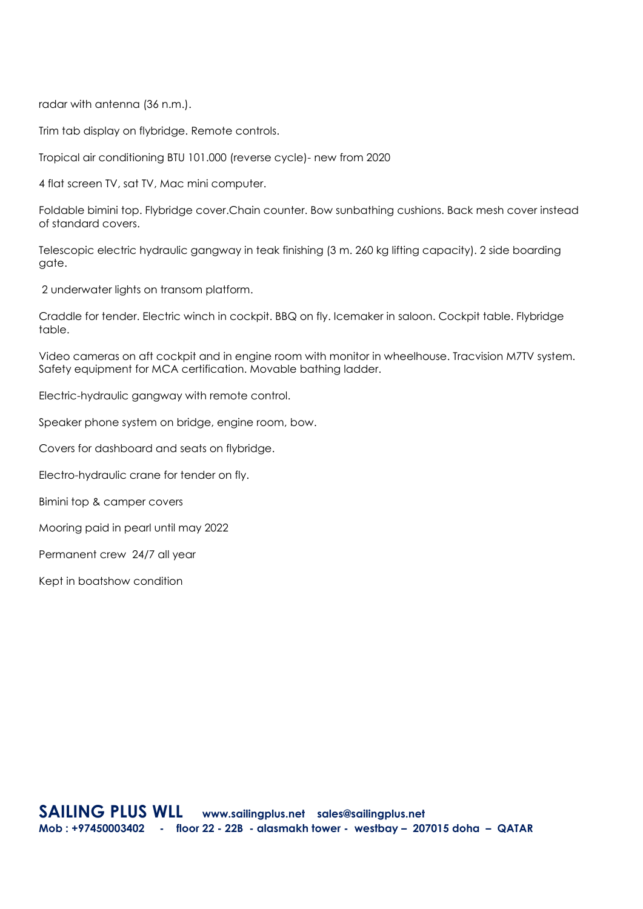radar with antenna (36 n.m.).

Trim tab display on flybridge. Remote controls.

Tropical air conditioning BTU 101.000 (reverse cycle)- new from 2020

4 flat screen TV, sat TV, Mac mini computer.

Foldable bimini top. Flybridge cover.Chain counter. Bow sunbathing cushions. Back mesh cover instead of standard covers.

Telescopic electric hydraulic gangway in teak finishing (3 m. 260 kg lifting capacity). 2 side boarding gate.

2 underwater lights on transom platform.

Craddle for tender. Electric winch in cockpit. BBQ on fly. Icemaker in saloon. Cockpit table. Flybridge table.

Video cameras on aft cockpit and in engine room with monitor in wheelhouse. Tracvision M7TV system. Safety equipment for MCA certification. Movable bathing ladder.

Electric-hydraulic gangway with remote control.

Speaker phone system on bridge, engine room, bow.

Covers for dashboard and seats on flybridge.

Electro-hydraulic crane for tender on fly.

Bimini top & camper covers

Mooring paid in pearl until may 2022

Permanent crew 24/7 all year

Kept in boatshow condition